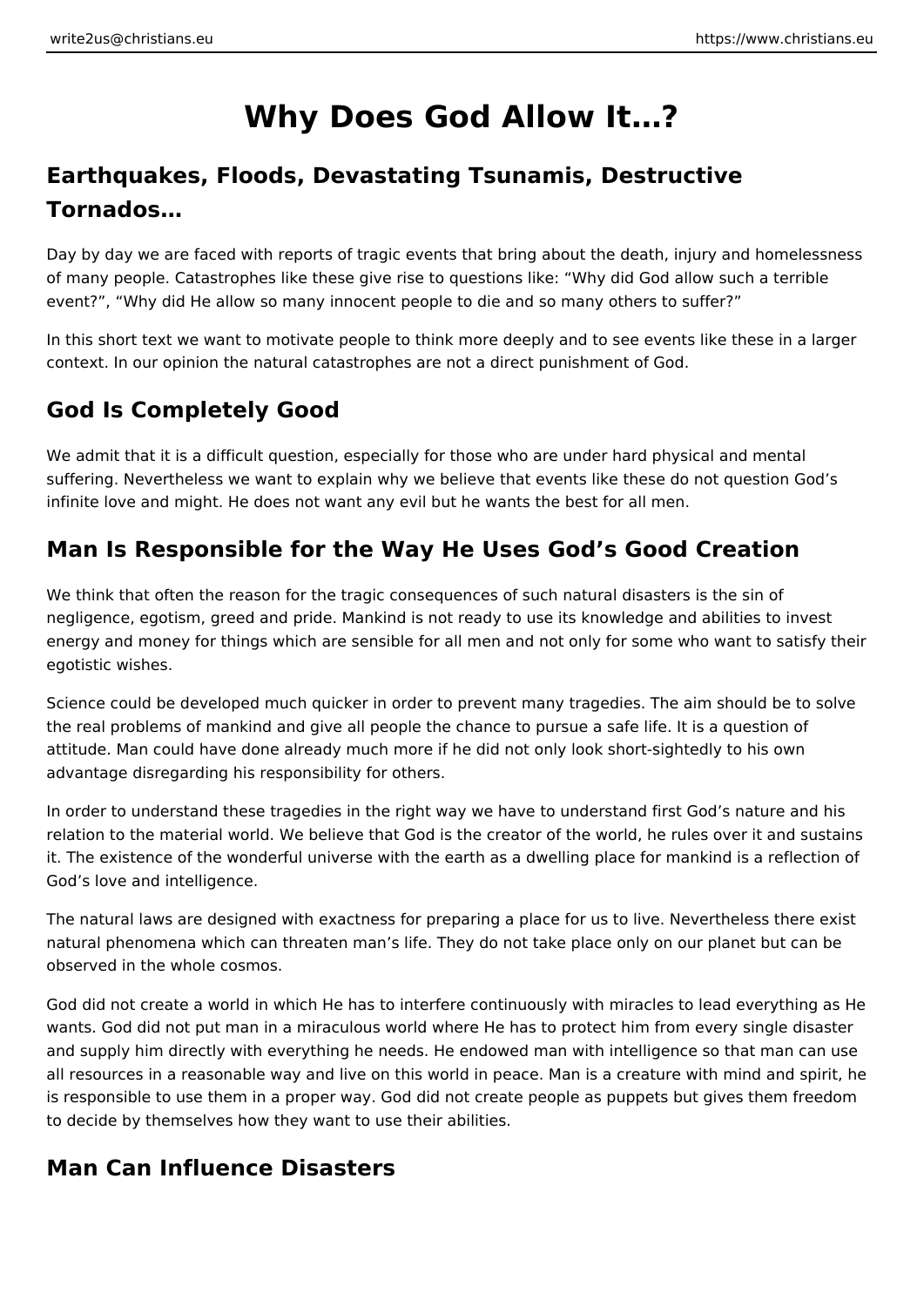# Why Does God Allow It…?

## Earthquakes, Floods, Devastating Tsunamis, Destructive Tornados…

Day by day we are faced with reports of tragic events that bring about the death, injury and homelessness of many people. Catastrophes like these give rise to questions like: “Why did God allow such a terrible event?”, “Why did He allow so many innocent people to die and so many others to suffer?”

In this short text we want to motivate people to think more deeply and to see events like these in a larger context. In our opinion the natural catastrophes are not a direct punishment of God.

## God Is Completely Good

We admit that it is a difficult question, especially for those who are under hard physical and mental suffering. Nevertheless we want to explain why we believe that events like these do not question God’s infinite love and might. He does not want any evil but he wants the best for all men.

## Man Is Responsible for the Way He Uses God’s Good Creation

We think that often the reason for the tragic consequences of such natural disasters is the sin of negligence, egotism, greed and pride. Mankind is not ready to use its knowledge and abilities to invest energy and money for things which are sensible for all men and not only for some who want to satisfy their egotistic wishes.

Science could be developed much quicker in order to prevent many tragedies. The aim should be to solve the real problems of mankind and give all people the chance to pursue a safe life. It is a question of attitude. Man could have done already much more if he did not only look short-sightedly to his own advantage disregarding his responsibility for others.

In order to understand these tragedies in the right way we have to understand first God’s nature and his relation to the material world. We believe that God is the creator of the world, he rules over it and sustains it. The existence of the wonderful universe with the earth as a dwelling place for mankind is a reflection of God’s love and intelligence.

The natural laws are designed with exactness for preparing a place for us to live. Nevertheless there exist natural phenomena which can threaten man’s life. They do not take place only on our planet but can be observed in the whole cosmos.

God did not create a world in which He has to interfere continuously with miracles to lead everything as He wants. God did not put man in a miraculous world where He has to protect him from every single disaster and supply him directly with everything he needs. He endowed man with intelligence so that man can use all resources in a reasonable way and live on this world in peace. Man is a creature with mind and spirit, he is responsible to use them in a proper way. God did not create people as puppets but gives them freedom to decide by themselves how they want to use their abilities.

## Man Can Influence Disasters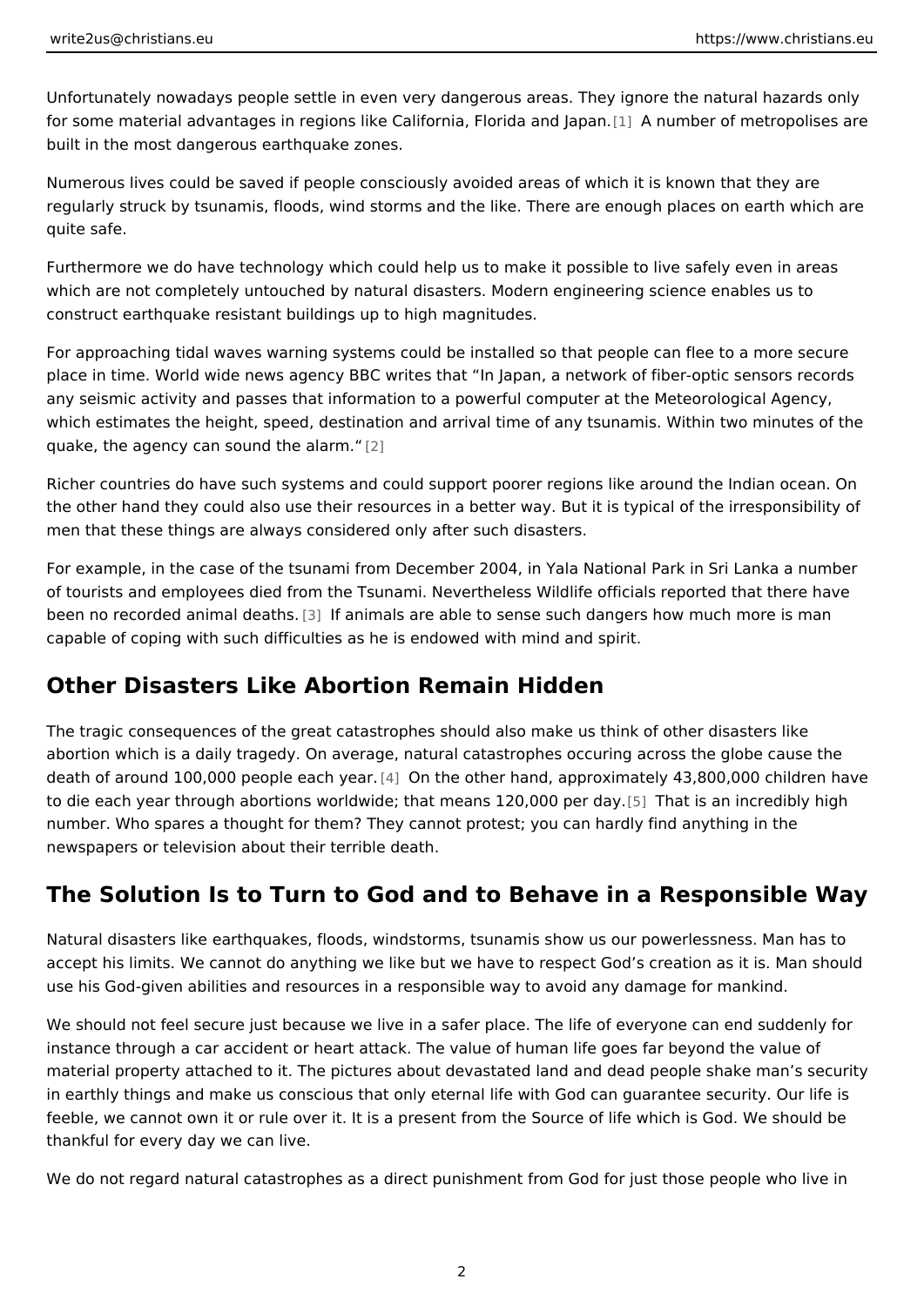Unfortunately nowadays people settle in even very dangerous areas. They ignore the natural hazards only for some material advantages in regions like California, Florida and Japan.[1] A number of metropolises are built in the most dangerous earthquake zones.

Numerous lives could be saved if people consciously avoided areas of which it is known that they are regularly struck by tsunamis, floods, wind storms and the like. There are enough places on earth which are quite safe.

Furthermore we do have technology which could help us to make it possible to live safely even in areas which are not completely untouched by natural disasters. Modern engineering science enables us to construct earthquake resistant buildings up to high magnitudes.

For approaching tidal waves warning systems could be installed so that people can flee to a more secure place in time. World wide news agency BBC writes that "In Japan, a network of fiber-optic sensors records any seismic activity and passes that information to a powerful computer at the Meteorological Agency, which estimates the height, speed, destination and arrival time of any tsunamis. Within two minutes of the quake, the agency can sound the alarm."[2]

Richer countries do have such systems and could support poorer regions like around the Indian ocean. On the other hand they could also use their resources in a better way. But it is typical of the irresponsibility of men that these things are always considered only after such disasters.

For example, in the case of the tsunami from December 2004, in Yala National Park in Sri Lanka a number of tourists and employees died from the Tsunami. Nevertheless Wildlife officials reported that there have been no recorded animal deaths.[3] If animals are able to sense such dangers how much more is man capable of coping with such difficulties as he is endowed with mind and spirit.

## Other Disasters Like Abortion Remain Hidden

The tragic consequences of the great catastrophes should also make us think of other disasters like abortion which is a daily tragedy. On average, natural catastrophes occuring across the globe cause the death of around 100,000 people each year.[4] On the other hand, approximately 43,800,000 children have to die each year through abortions worldwide; that means 120,000 per day.[5] That is an incredibly high number. Who spares a thought for them? They cannot protest; you can hardly find anything in the newspapers or television about their terrible death.

## The Solution Is to Turn to God and to Behave in a Responsible Way

Natural disasters like earthquakes, floods, windstorms, tsunamis show us our powerlessness. Man has to accept his limits. We cannot do anything we like but we have to respect God's creation as it is. Man should use his God-given abilities and resources in a responsible way to avoid any damage for mankind.

We should not feel secure just because we live in a safer place. The life of everyone can end suddenly for instance through a car accident or heart attack. The value of human life goes far beyond the value of material property attached to it. The pictures about devastated land and dead people shake man's security in earthly things and make us conscious that only eternal life with God can guarantee security. Our life is feeble, we cannot own it or rule over it. It is a present from the Source of life which is God. We should be thankful for every day we can live.

We do not regard natural catastrophes as a direct punishment from God for just those people who live in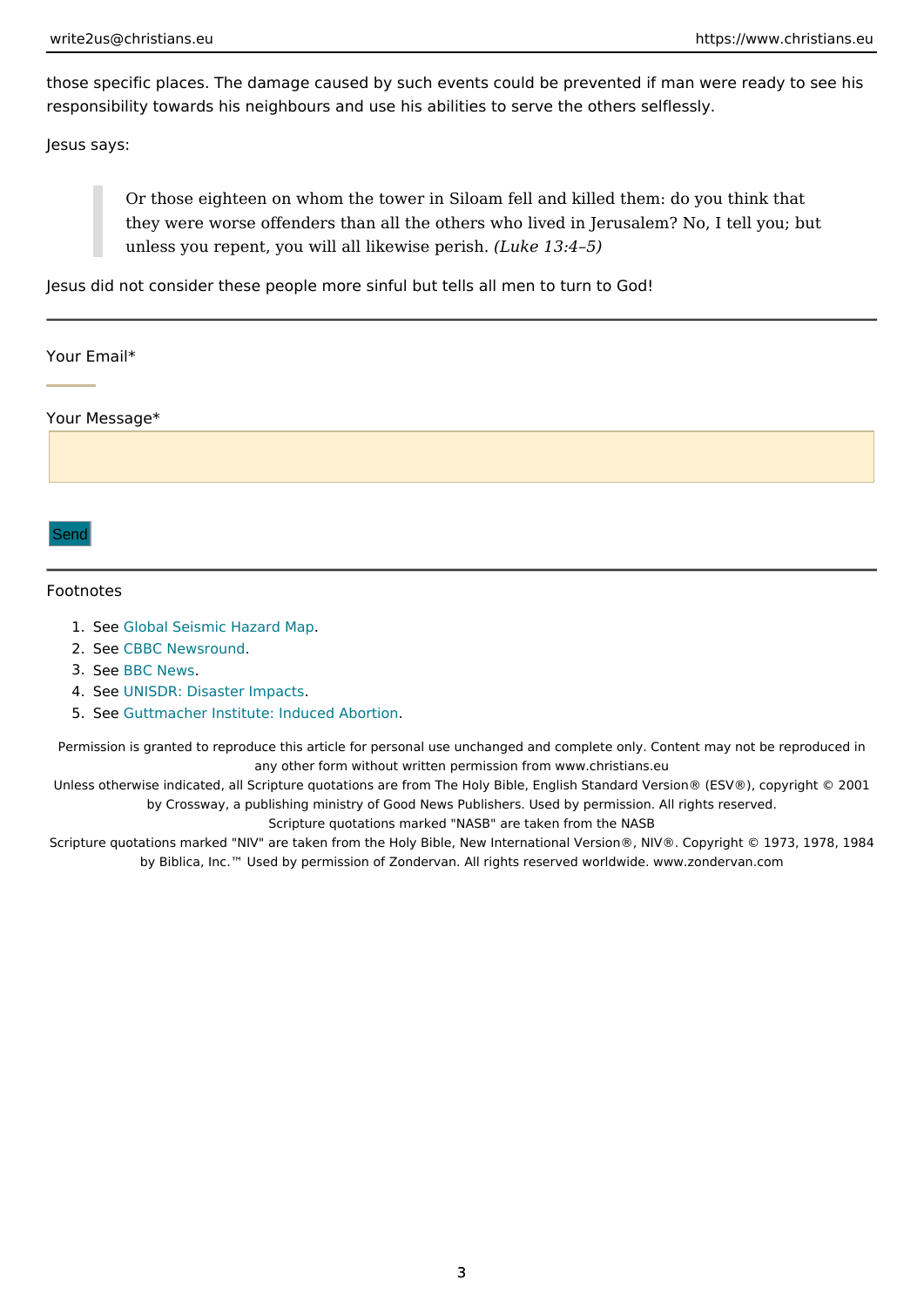those specific places. The damage caused by such events could be prevented if man were ready to see his responsibility towards his neighbours and use his abilities to serve the others selflessly.

Jesus says:

> Or those eighteen on whom the tower in Siloam fell and killed them: do you think that they were worse offenders than all the others who lived in Jerusalem? No, I tell you; but unless you repent, you will all likewise perish. *(Luke 13:4–5)*

Jesus did not consider these people more sinful but tells all men to turn to God!

---

Your Email*

Your Message*

Send

---

Footnotes

1. See Global Seismic Hazard Map.
2. See CBBC Newsround.
3. See BBC News.
4. See UNISDR: Disaster Impacts.
5. See Guttmacher Institute: Induced Abortion.

Permission is granted to reproduce this article for personal use unchanged and complete only. Content may not be reproduced in any other form without written permission from www.christians.eu

Unless otherwise indicated, all Scripture quotations are from The Holy Bible, English Standard Version® (ESV®), copyright © 2001 by Crossway, a publishing ministry of Good News Publishers. Used by permission. All rights reserved.

Scripture quotations marked "NASB" are taken from the NASB

Scripture quotations marked "NIV" are taken from the Holy Bible, New International Version®, NIV®. Copyright © 1973, 1978, 1984 by Biblica, Inc.™ Used by permission of Zondervan. All rights reserved worldwide. www.zondervan.com